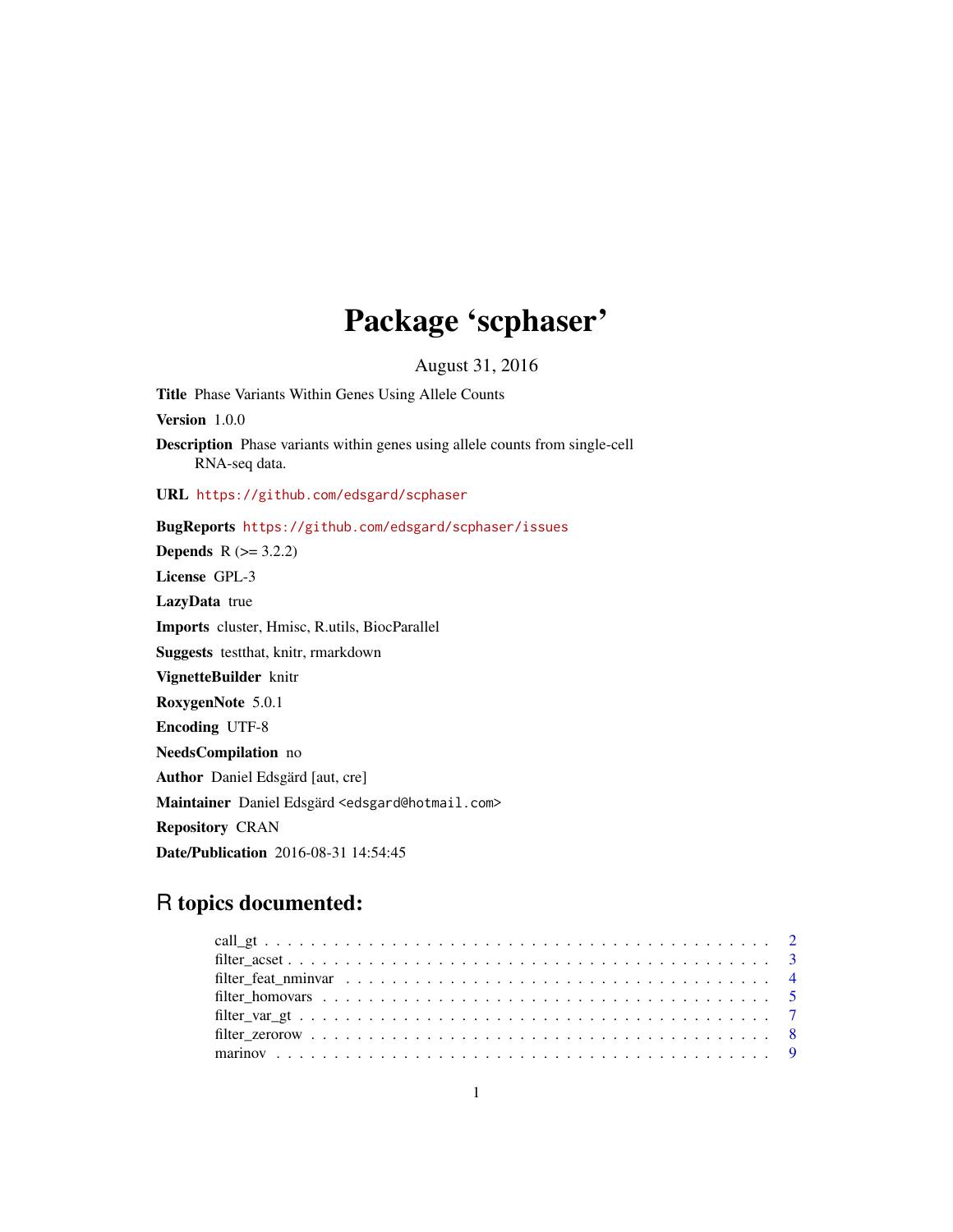# Package 'scphaser'

August 31, 2016

**Title** Phase Variants Within Genes Using Allele Counts

**Version** 1.0.0

**Description** Phase variants within genes using allele counts from single-cell RNA-seq data.

**URL** https://github.com/edsgard/scphaser

**BugReports** https://github.com/edsgard/scphaser/issues

**Depends** R (>= 3.2.2)

**License** GPL-3

**LazyData** true

**Imports** cluster, Hmisc, R.utils, BiocParallel

**Suggests** testthat, knitr, rmarkdown

**VignetteBuilder** knitr

**RoxygenNote** 5.0.1

**Encoding** UTF-8

**NeedsCompilation** no

**Author** Daniel Edsgärd [aut, cre]

**Maintainer** Daniel Edsgärd <edsgard@hotmail.com>

**Repository** CRAN

**Date/Publication** 2016-08-31 14:54:45

## R topics documented:

call_gt . . . . . . . . . . . . . . . . . . . . . . . . . . . . . . . . . . . . . . . . . . 2
filter_acset . . . . . . . . . . . . . . . . . . . . . . . . . . . . . . . . . . . . . . . . 3
filter_feat_nminvar . . . . . . . . . . . . . . . . . . . . . . . . . . . . . . . . . . . 4
filter_homovars . . . . . . . . . . . . . . . . . . . . . . . . . . . . . . . . . . . . . 5
filter_var_gt . . . . . . . . . . . . . . . . . . . . . . . . . . . . . . . . . . . . . . . 7
filter_zerorow . . . . . . . . . . . . . . . . . . . . . . . . . . . . . . . . . . . . . . 8
marinov . . . . . . . . . . . . . . . . . . . . . . . . . . . . . . . . . . . . . . . . . 9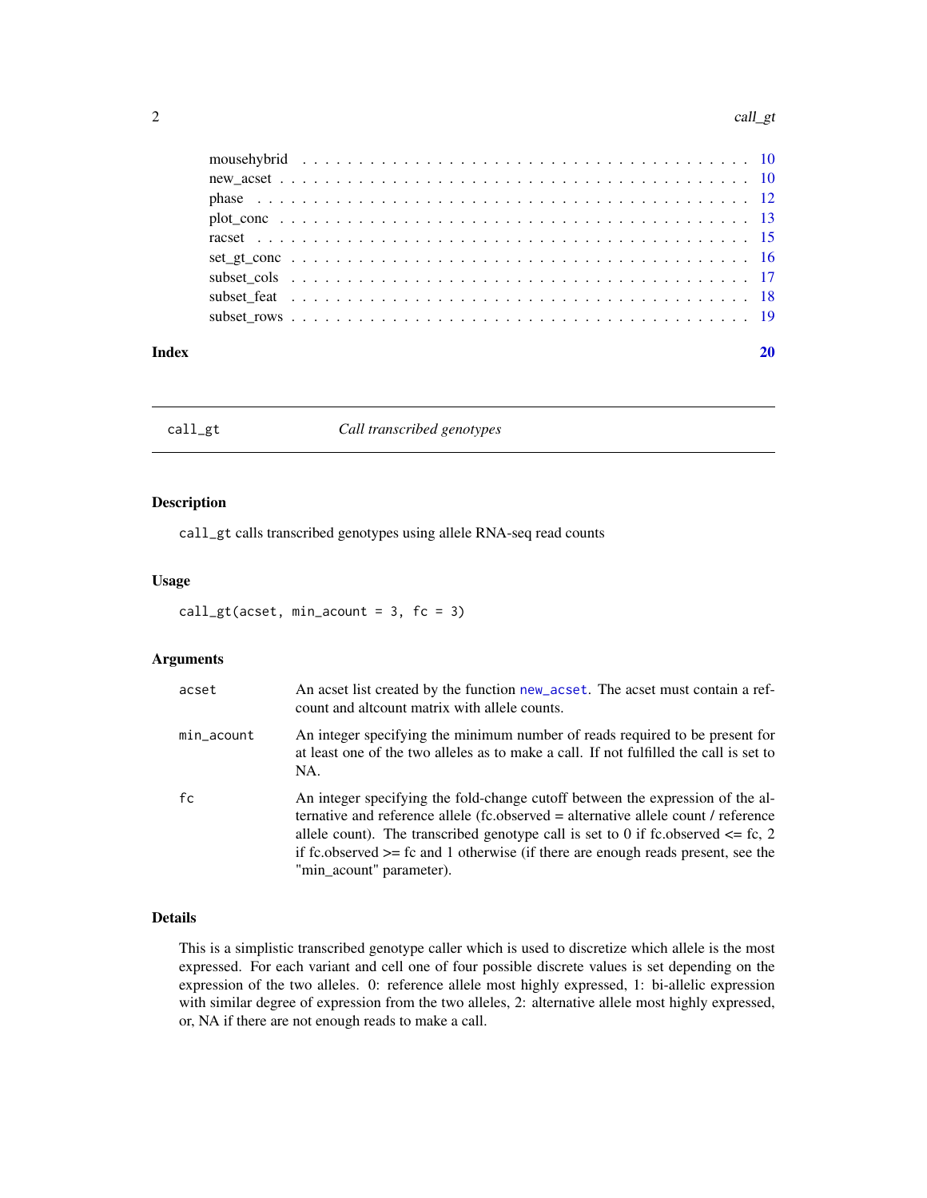| | |
|---|---|
| mousehybrid | 10 |
| new_acset | 10 |
| phase | 12 |
| plot_conc | 13 |
| racset | 15 |
| set_gt_conc | 16 |
| subset_cols | 17 |
| subset_feat | 18 |
| subset_rows | 19 |

**Index** **20**

---

## call_gt — *Call transcribed genotypes*

### Description

`call_gt` calls transcribed genotypes using allele RNA-seq read counts

### Usage

```
call_gt(acset, min_acount = 3, fc = 3)
```

### Arguments

| | |
|---|---|
| `acset` | An acset list created by the function `new_acset`. The acset must contain a refcount and altcount matrix with allele counts. |
| `min_acount` | An integer specifying the minimum number of reads required to be present for at least one of the two alleles as to make a call. If not fulfilled the call is set to NA. |
| `fc` | An integer specifying the fold-change cutoff between the expression of the alternative and reference allele (fc.observed = alternative allele count / reference allele count). The transcribed genotype call is set to 0 if fc.observed <= fc, 2 if fc.observed >= fc and 1 otherwise (if there are enough reads present, see the "min_acount" parameter). |

### Details

This is a simplistic transcribed genotype caller which is used to discretize which allele is the most expressed. For each variant and cell one of four possible discrete values is set depending on the expression of the two alleles. 0: reference allele most highly expressed, 1: bi-allelic expression with similar degree of expression from the two alleles, 2: alternative allele most highly expressed, or, NA if there are not enough reads to make a call.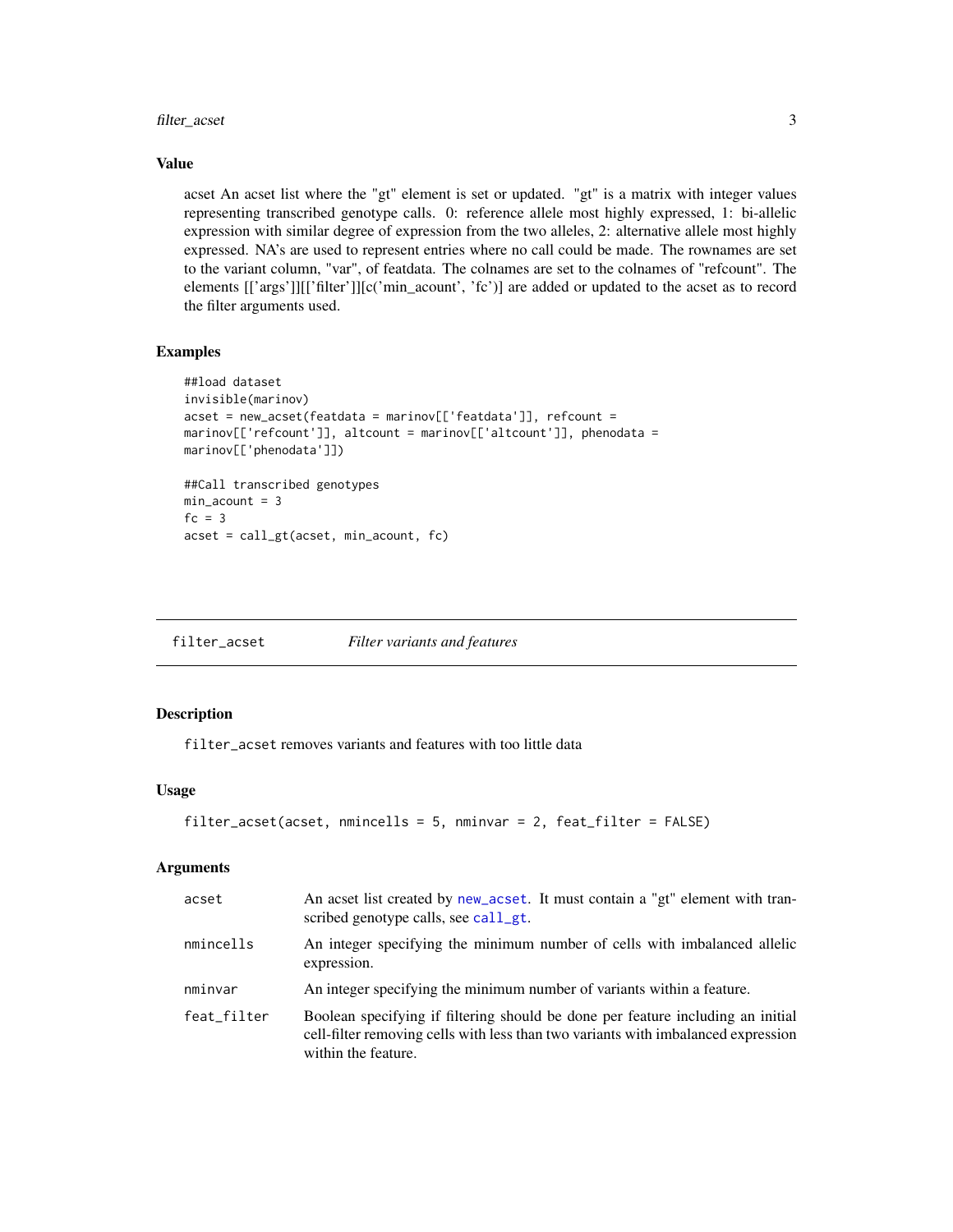### Value

acset An acset list where the "gt" element is set or updated. "gt" is a matrix with integer values representing transcribed genotype calls. 0: reference allele most highly expressed, 1: bi-allelic expression with similar degree of expression from the two alleles, 2: alternative allele most highly expressed. NA's are used to represent entries where no call could be made. The rownames are set to the variant column, "var", of featdata. The colnames are set to the colnames of "refcount". The elements [['args']][['filter']][c('min_acount', 'fc')] are added or updated to the acset as to record the filter arguments used.

### Examples

```
##load dataset
invisible(marinov)
acset = new_acset(featdata = marinov[['featdata']], refcount =
marinov[['refcount']], altcount = marinov[['altcount']], phenodata =
marinov[['phenodata']])

##Call transcribed genotypes
min_acount = 3
fc = 3
acset = call_gt(acset, min_acount, fc)
```

---

## filter_acset *Filter variants and features*

### Description

`filter_acset` removes variants and features with too little data

### Usage

```
filter_acset(acset, nmincells = 5, nminvar = 2, feat_filter = FALSE)
```

### Arguments

| | |
|---|---|
| `acset` | An acset list created by `new_acset`. It must contain a "gt" element with transcribed genotype calls, see `call_gt`. |
| `nmincells` | An integer specifying the minimum number of cells with imbalanced allelic expression. |
| `nminvar` | An integer specifying the minimum number of variants within a feature. |
| `feat_filter` | Boolean specifying if filtering should be done per feature including an initial cell-filter removing cells with less than two variants with imbalanced expression within the feature. |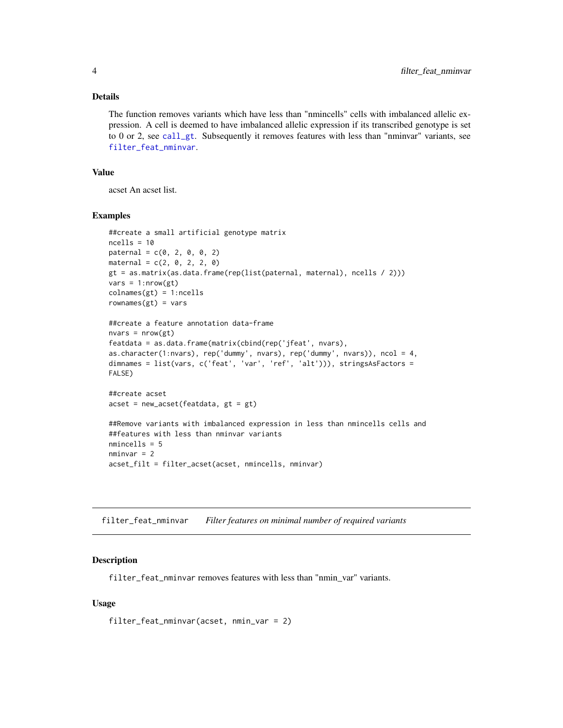### Details

The function removes variants which have less than "nmincells" cells with imbalanced allelic expression. A cell is deemed to have imbalanced allelic expression if its transcribed genotype is set to 0 or 2, see `call_gt`. Subsequently it removes features with less than "nminvar" variants, see `filter_feat_nminvar`.

### Value

acset An acset list.

### Examples

```
##create a small artificial genotype matrix
ncells = 10
paternal = c(0, 2, 0, 0, 2)
maternal = c(2, 0, 2, 2, 0)
gt = as.matrix(as.data.frame(rep(list(paternal, maternal), ncells / 2)))
vars = 1:nrow(gt)
colnames(gt) = 1:ncells
rownames(gt) = vars

##create a feature annotation data-frame
nvars = nrow(gt)
featdata = as.data.frame(matrix(cbind(rep('jfeat', nvars),
as.character(1:nvars), rep('dummy', nvars), rep('dummy', nvars)), ncol = 4,
dimnames = list(vars, c('feat', 'var', 'ref', 'alt'))), stringsAsFactors =
FALSE)

##create acset
acset = new_acset(featdata, gt = gt)

##Remove variants with imbalanced expression in less than nmincells cells and
##features with less than nminvar variants
nmincells = 5
nminvar = 2
acset_filt = filter_acset(acset, nmincells, nminvar)
```

---

## filter_feat_nminvar — *Filter features on minimal number of required variants*

### Description

`filter_feat_nminvar` removes features with less than "nmin_var" variants.

### Usage

```
filter_feat_nminvar(acset, nmin_var = 2)
```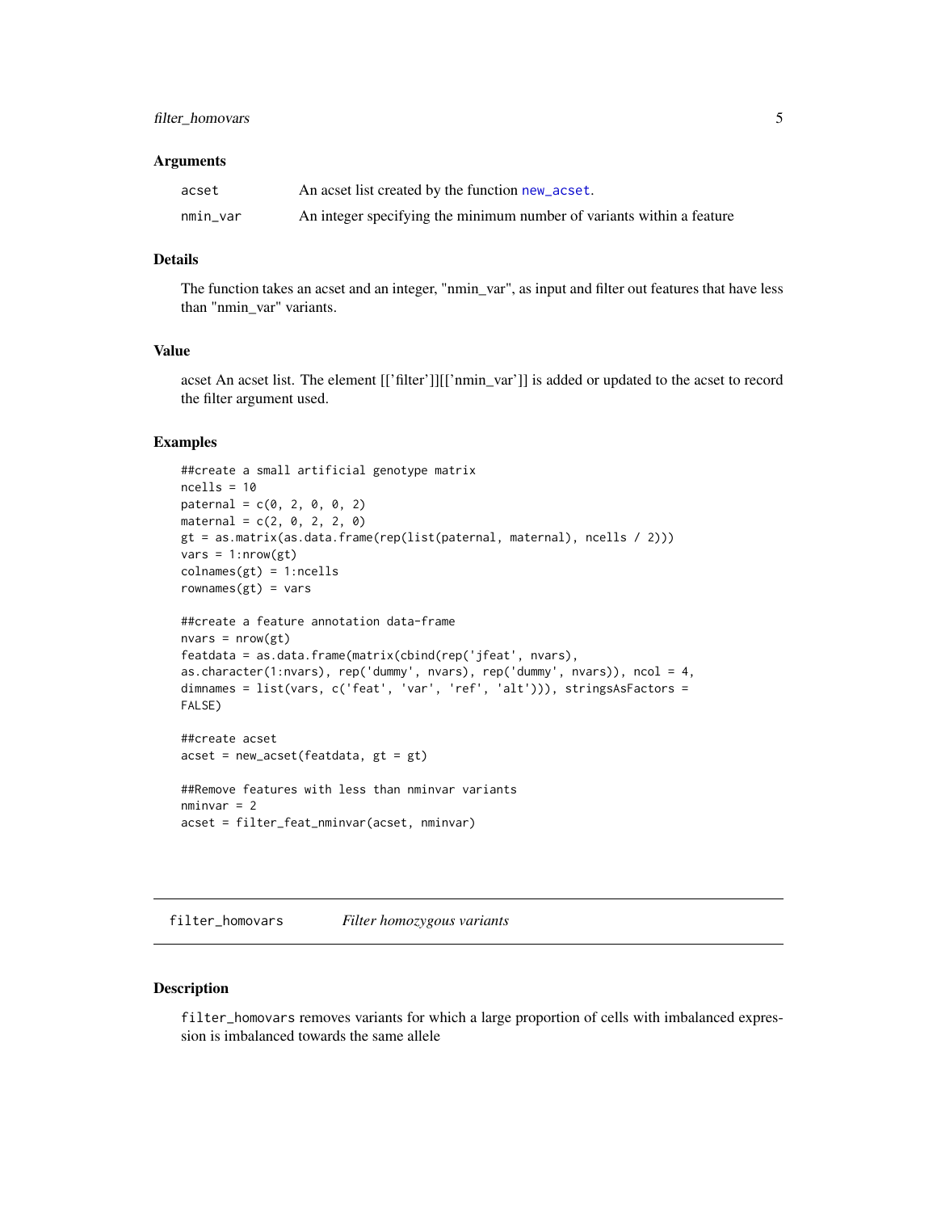### Arguments

| | |
|---|---|
| acset | An acset list created by the function `new_acset`. |
| nmin_var | An integer specifying the minimum number of variants within a feature |

### Details

The function takes an acset and an integer, "nmin_var", as input and filter out features that have less than "nmin_var" variants.

### Value

acset An acset list. The element [['filter']][['nmin_var']] is added or updated to the acset to record the filter argument used.

### Examples

```
##create a small artificial genotype matrix
ncells = 10
paternal = c(0, 2, 0, 0, 2)
maternal = c(2, 0, 2, 2, 0)
gt = as.matrix(as.data.frame(rep(list(paternal, maternal), ncells / 2)))
vars = 1:nrow(gt)
colnames(gt) = 1:ncells
rownames(gt) = vars

##create a feature annotation data-frame
nvars = nrow(gt)
featdata = as.data.frame(matrix(cbind(rep('jfeat', nvars),
as.character(1:nvars), rep('dummy', nvars), rep('dummy', nvars)), ncol = 4,
dimnames = list(vars, c('feat', 'var', 'ref', 'alt'))), stringsAsFactors =
FALSE)

##create acset
acset = new_acset(featdata, gt = gt)

##Remove features with less than nminvar variants
nminvar = 2
acset = filter_feat_nminvar(acset, nminvar)
```

## filter_homovars *Filter homozygous variants*

### Description

`filter_homovars` removes variants for which a large proportion of cells with imbalanced expression is imbalanced towards the same allele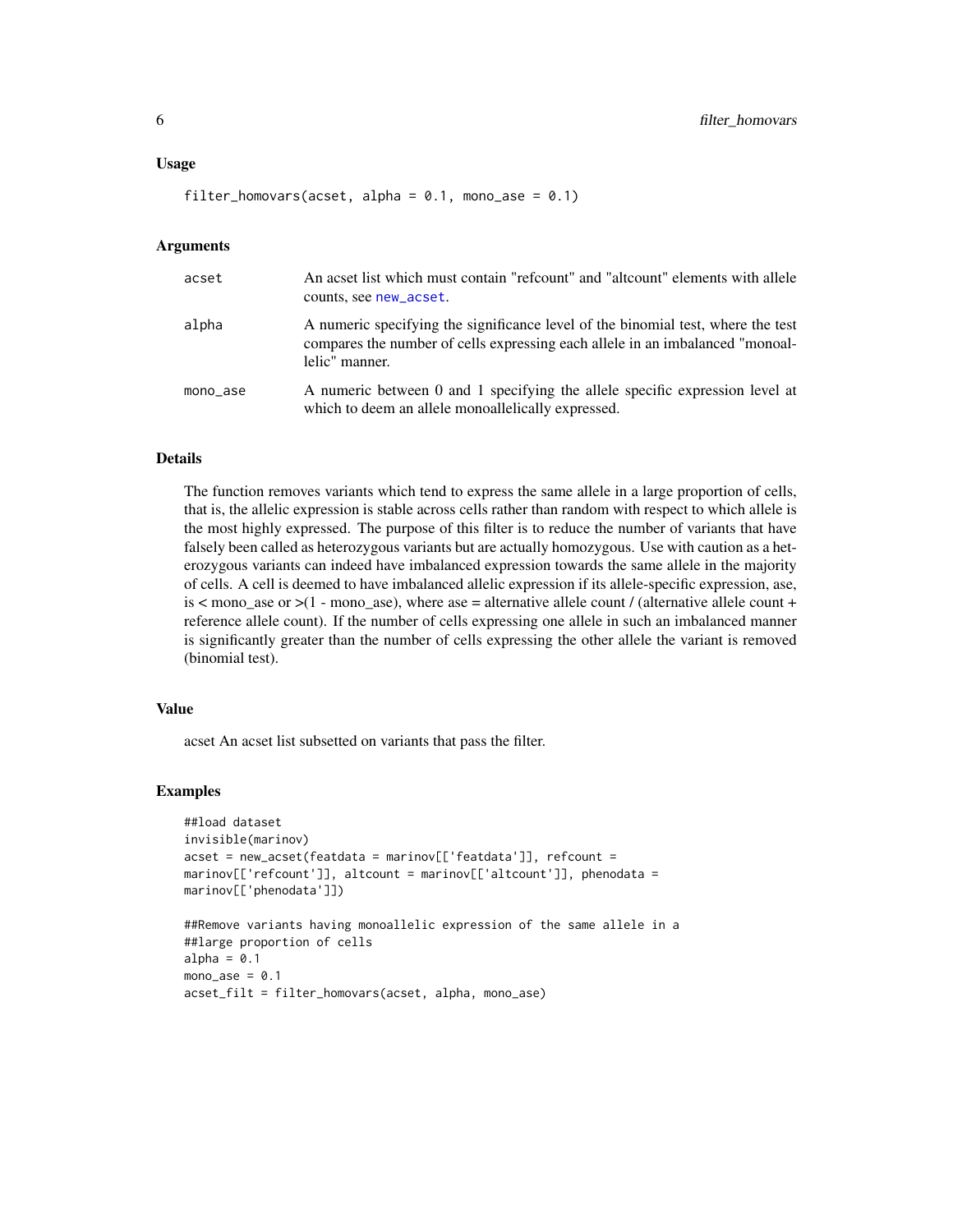## Usage

```
filter_homovars(acset, alpha = 0.1, mono_ase = 0.1)
```

## Arguments

| | |
|---|---|
| acset | An acset list which must contain "refcount" and "altcount" elements with allele counts, see new_acset. |
| alpha | A numeric specifying the significance level of the binomial test, where the test compares the number of cells expressing each allele in an imbalanced "monoallelic" manner. |
| mono_ase | A numeric between 0 and 1 specifying the allele specific expression level at which to deem an allele monoallelically expressed. |

## Details

The function removes variants which tend to express the same allele in a large proportion of cells, that is, the allelic expression is stable across cells rather than random with respect to which allele is the most highly expressed. The purpose of this filter is to reduce the number of variants that have falsely been called as heterozygous variants but are actually homozygous. Use with caution as a heterozygous variants can indeed have imbalanced expression towards the same allele in the majority of cells. A cell is deemed to have imbalanced allelic expression if its allele-specific expression, ase, is < mono_ase or >(1 - mono_ase), where ase = alternative allele count / (alternative allele count + reference allele count). If the number of cells expressing one allele in such an imbalanced manner is significantly greater than the number of cells expressing the other allele the variant is removed (binomial test).

## Value

acset An acset list subsetted on variants that pass the filter.

## Examples

```
##load dataset
invisible(marinov)
acset = new_acset(featdata = marinov[['featdata']], refcount =
marinov[['refcount']], altcount = marinov[['altcount']], phenodata =
marinov[['phenodata']])

##Remove variants having monoallelic expression of the same allele in a
##large proportion of cells
alpha = 0.1
mono_ase = 0.1
acset_filt = filter_homovars(acset, alpha, mono_ase)
```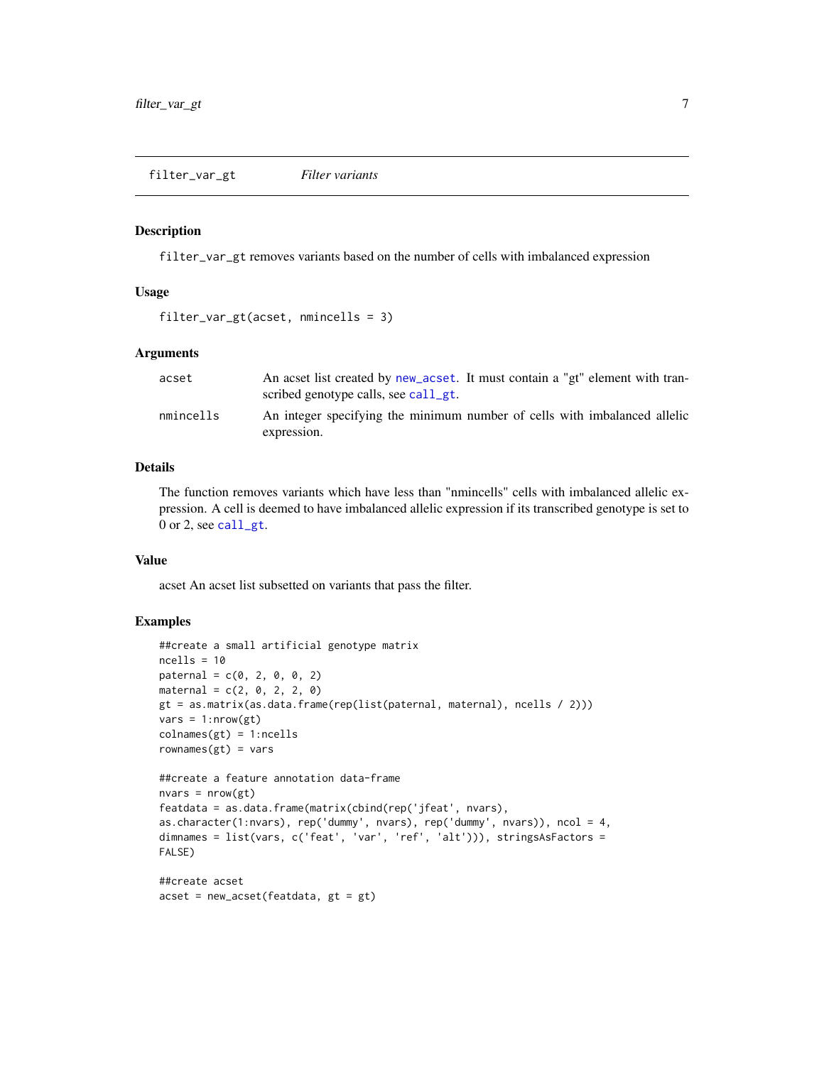## filter_var_gt *Filter variants*

### Description

filter_var_gt removes variants based on the number of cells with imbalanced expression

### Usage

```
filter_var_gt(acset, nmincells = 3)
```

### Arguments

| | |
|---|---|
| acset | An acset list created by new_acset. It must contain a "gt" element with transcribed genotype calls, see call_gt. |
| nmincells | An integer specifying the minimum number of cells with imbalanced allelic expression. |

### Details

The function removes variants which have less than "nmincells" cells with imbalanced allelic expression. A cell is deemed to have imbalanced allelic expression if its transcribed genotype is set to 0 or 2, see call_gt.

### Value

acset An acset list subsetted on variants that pass the filter.

### Examples

```
##create a small artificial genotype matrix
ncells = 10
paternal = c(0, 2, 0, 0, 2)
maternal = c(2, 0, 2, 2, 0)
gt = as.matrix(as.data.frame(rep(list(paternal, maternal), ncells / 2)))
vars = 1:nrow(gt)
colnames(gt) = 1:ncells
rownames(gt) = vars

##create a feature annotation data-frame
nvars = nrow(gt)
featdata = as.data.frame(matrix(cbind(rep('jfeat', nvars),
as.character(1:nvars), rep('dummy', nvars), rep('dummy', nvars)), ncol = 4,
dimnames = list(vars, c('feat', 'var', 'ref', 'alt'))), stringsAsFactors =
FALSE)

##create acset
acset = new_acset(featdata, gt = gt)
```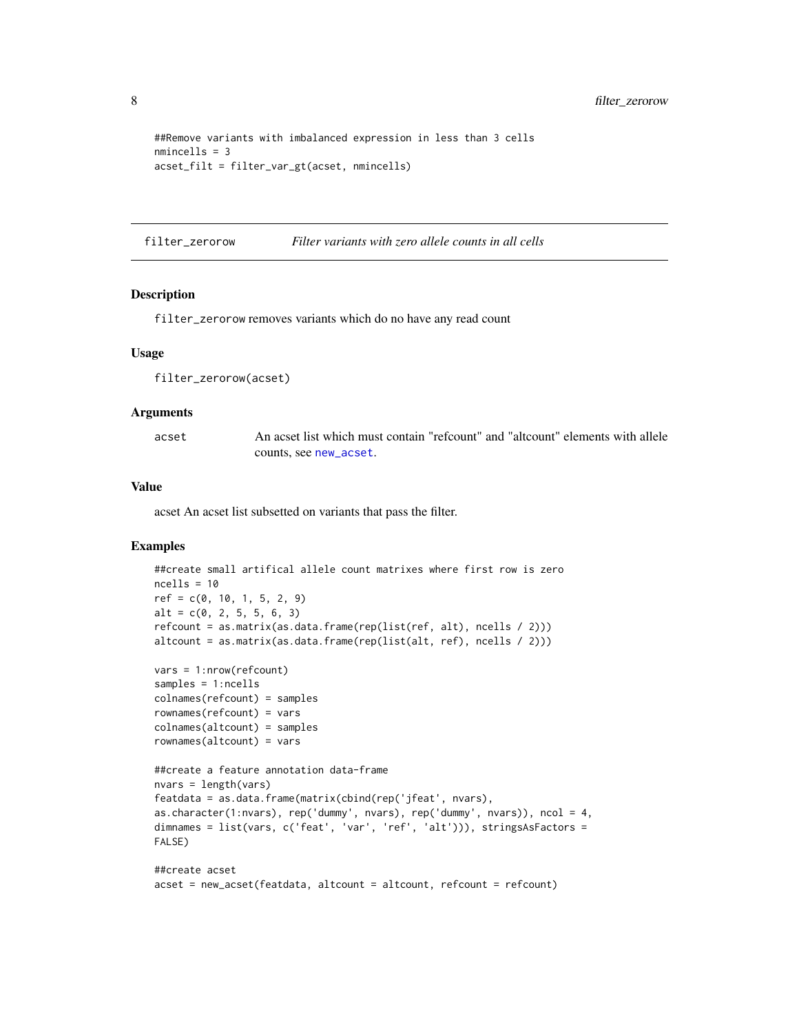```
##Remove variants with imbalanced expression in less than 3 cells
nmincells = 3
acset_filt = filter_var_gt(acset, nmincells)
```

---

## filter_zerorow — *Filter variants with zero allele counts in all cells*

### Description

`filter_zerorow` removes variants which do no have any read count

### Usage

```
filter_zerorow(acset)
```

### Arguments

| | |
|---|---|
| acset | An acset list which must contain "refcount" and "altcount" elements with allele counts, see `new_acset`. |

### Value

acset An acset list subsetted on variants that pass the filter.

### Examples

```
##create small artifical allele count matrixes where first row is zero
ncells = 10
ref = c(0, 10, 1, 5, 2, 9)
alt = c(0, 2, 5, 5, 6, 3)
refcount = as.matrix(as.data.frame(rep(list(ref, alt), ncells / 2)))
altcount = as.matrix(as.data.frame(rep(list(alt, ref), ncells / 2)))

vars = 1:nrow(refcount)
samples = 1:ncells
colnames(refcount) = samples
rownames(refcount) = vars
colnames(altcount) = samples
rownames(altcount) = vars

##create a feature annotation data-frame
nvars = length(vars)
featdata = as.data.frame(matrix(cbind(rep('jfeat', nvars),
as.character(1:nvars), rep('dummy', nvars), rep('dummy', nvars)), ncol = 4,
dimnames = list(vars, c('feat', 'var', 'ref', 'alt'))), stringsAsFactors =
FALSE)

##create acset
acset = new_acset(featdata, altcount = altcount, refcount = refcount)
```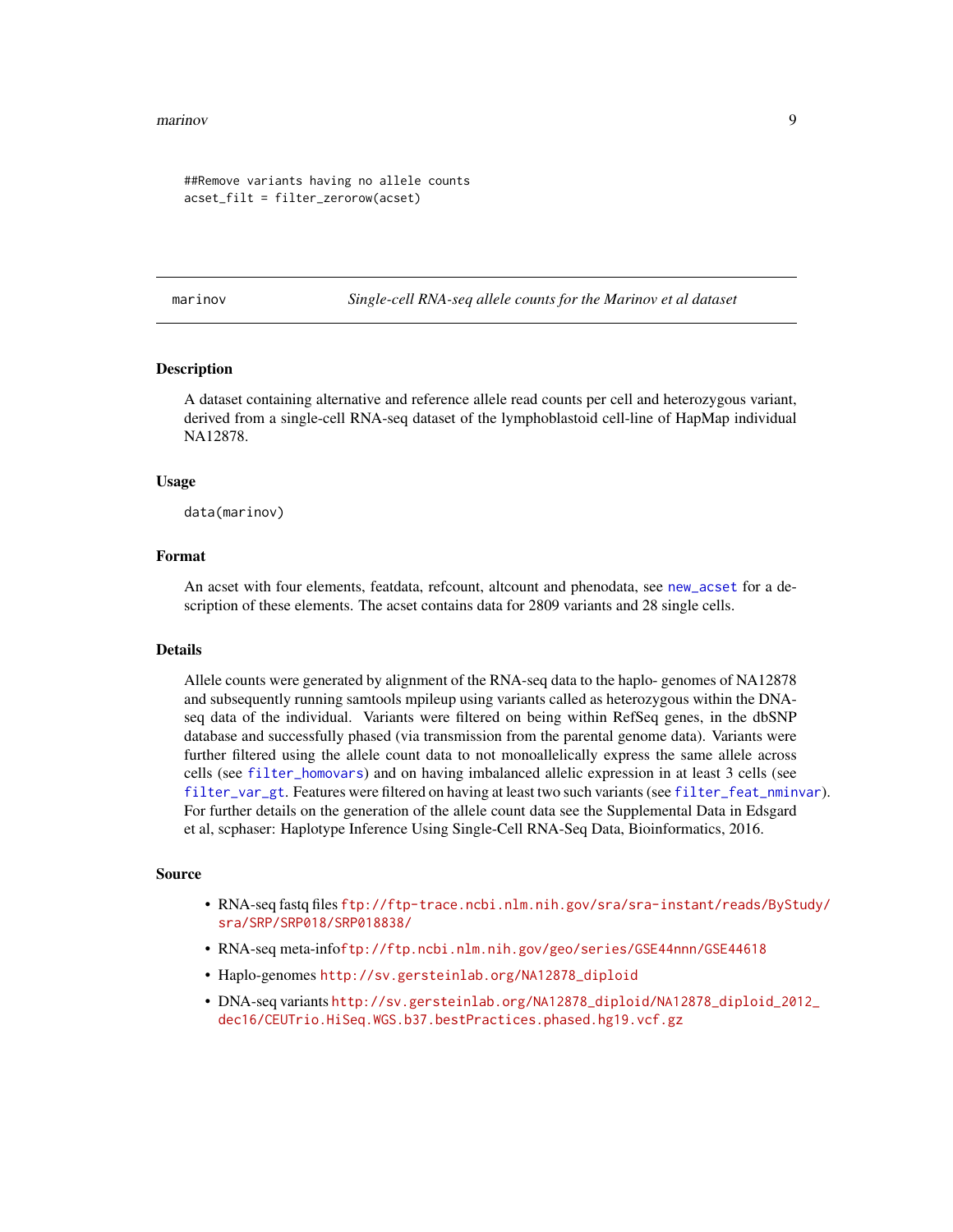```
##Remove variants having no allele counts
acset_filt = filter_zerorow(acset)
```

---

marinov — *Single-cell RNA-seq allele counts for the Marinov et al dataset*

---

## Description

A dataset containing alternative and reference allele read counts per cell and heterozygous variant, derived from a single-cell RNA-seq dataset of the lymphoblastoid cell-line of HapMap individual NA12878.

## Usage

```
data(marinov)
```

## Format

An acset with four elements, featdata, refcount, altcount and phenodata, see `new_acset` for a description of these elements. The acset contains data for 2809 variants and 28 single cells.

## Details

Allele counts were generated by alignment of the RNA-seq data to the haplo- genomes of NA12878 and subsequently running samtools mpileup using variants called as heterozygous within the DNA-seq data of the individual. Variants were filtered on being within RefSeq genes, in the dbSNP database and successfully phased (via transmission from the parental genome data). Variants were further filtered using the allele count data to not monoallelically express the same allele across cells (see `filter_homovars`) and on having imbalanced allelic expression in at least 3 cells (see `filter_var_gt`. Features were filtered on having at least two such variants (see `filter_feat_nminvar`). For further details on the generation of the allele count data see the Supplemental Data in Edsgard et al, scphaser: Haplotype Inference Using Single-Cell RNA-Seq Data, Bioinformatics, 2016.

## Source

- RNA-seq fastq files ftp://ftp-trace.ncbi.nlm.nih.gov/sra/sra-instant/reads/ByStudy/sra/SRP/SRP018/SRP018838/
- RNA-seq meta-infoftp://ftp.ncbi.nlm.nih.gov/geo/series/GSE44nnn/GSE44618
- Haplo-genomes http://sv.gersteinlab.org/NA12878_diploid
- DNA-seq variants http://sv.gersteinlab.org/NA12878_diploid/NA12878_diploid_2012_dec16/CEUTrio.HiSeq.WGS.b37.bestPractices.phased.hg19.vcf.gz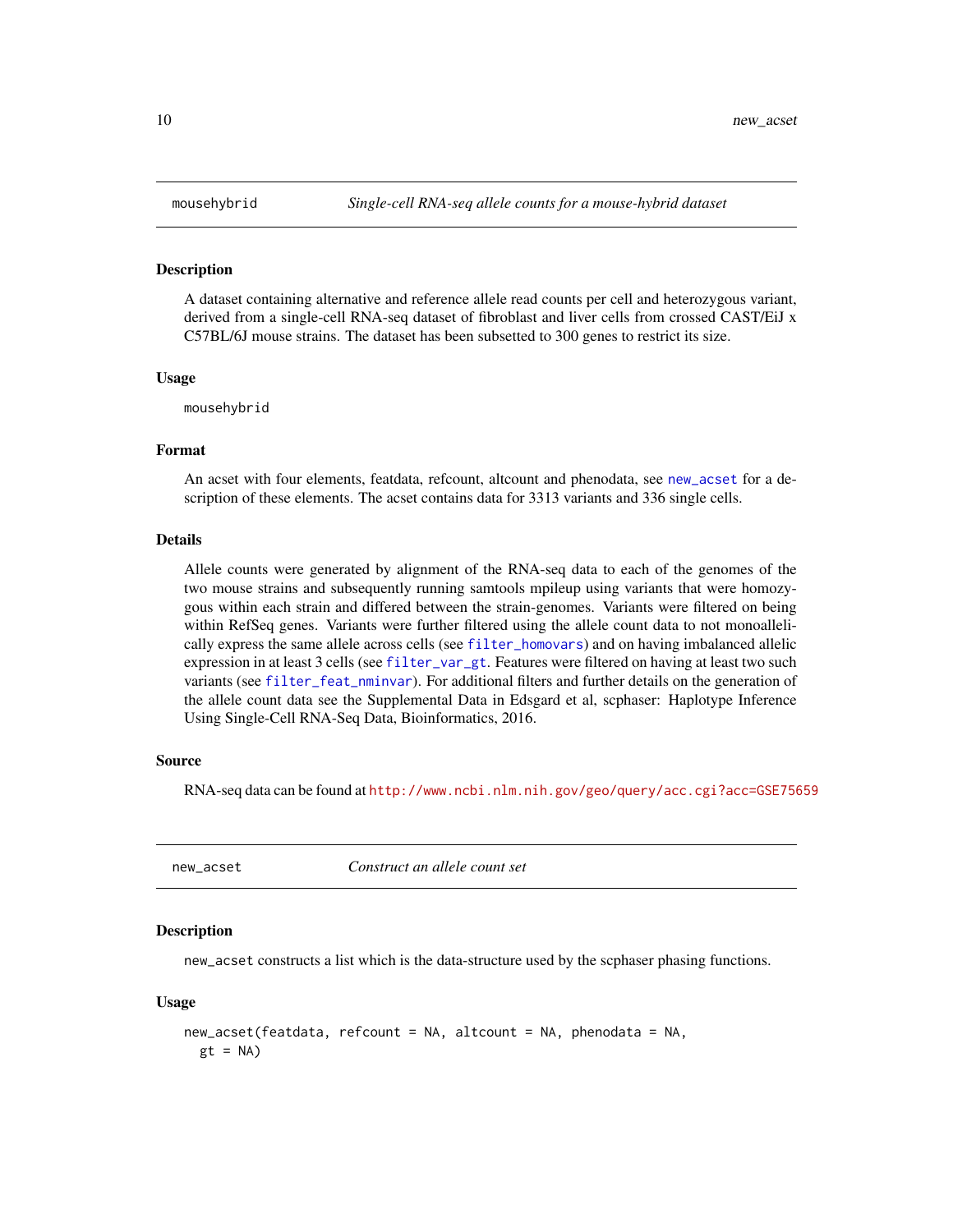## mousehybrid — *Single-cell RNA-seq allele counts for a mouse-hybrid dataset*

### Description

A dataset containing alternative and reference allele read counts per cell and heterozygous variant, derived from a single-cell RNA-seq dataset of fibroblast and liver cells from crossed CAST/EiJ x C57BL/6J mouse strains. The dataset has been subsetted to 300 genes to restrict its size.

### Usage

```
mousehybrid
```

### Format

An acset with four elements, featdata, refcount, altcount and phenodata, see new_acset for a description of these elements. The acset contains data for 3313 variants and 336 single cells.

### Details

Allele counts were generated by alignment of the RNA-seq data to each of the genomes of the two mouse strains and subsequently running samtools mpileup using variants that were homozygous within each strain and differed between the strain-genomes. Variants were filtered on being within RefSeq genes. Variants were further filtered using the allele count data to not monoallelically express the same allele across cells (see filter_homovars) and on having imbalanced allelic expression in at least 3 cells (see filter_var_gt. Features were filtered on having at least two such variants (see filter_feat_nminvar). For additional filters and further details on the generation of the allele count data see the Supplemental Data in Edsgard et al, scphaser: Haplotype Inference Using Single-Cell RNA-Seq Data, Bioinformatics, 2016.

### Source

RNA-seq data can be found at http://www.ncbi.nlm.nih.gov/geo/query/acc.cgi?acc=GSE75659

## new_acset — *Construct an allele count set*

### Description

new_acset constructs a list which is the data-structure used by the scphaser phasing functions.

### Usage

```
new_acset(featdata, refcount = NA, altcount = NA, phenodata = NA,
  gt = NA)
```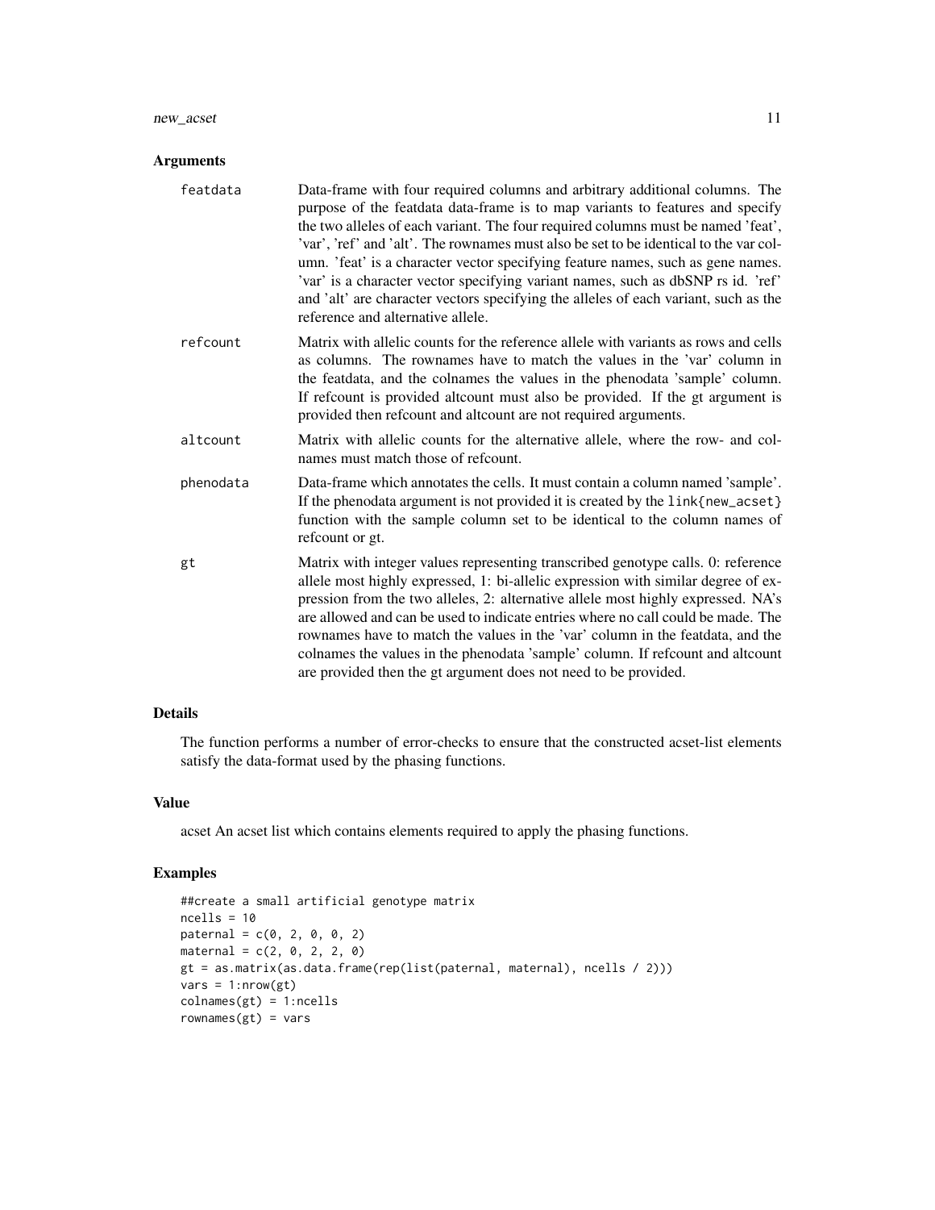## Arguments

**featdata** Data-frame with four required columns and arbitrary additional columns. The purpose of the featdata data-frame is to map variants to features and specify the two alleles of each variant. The four required columns must be named 'feat', 'var', 'ref' and 'alt'. The rownames must also be set to be identical to the var column. 'feat' is a character vector specifying feature names, such as gene names. 'var' is a character vector specifying variant names, such as dbSNP rs id. 'ref' and 'alt' are character vectors specifying the alleles of each variant, such as the reference and alternative allele.

**refcount** Matrix with allelic counts for the reference allele with variants as rows and cells as columns. The rownames have to match the values in the 'var' column in the featdata, and the colnames the values in the phenodata 'sample' column. If refcount is provided altcount must also be provided. If the gt argument is provided then refcount and altcount are not required arguments.

**altcount** Matrix with allelic counts for the alternative allele, where the row- and colnames must match those of refcount.

**phenodata** Data-frame which annotates the cells. It must contain a column named 'sample'. If the phenodata argument is not provided it is created by the `link{new_acset}` function with the sample column set to be identical to the column names of refcount or gt.

**gt** Matrix with integer values representing transcribed genotype calls. 0: reference allele most highly expressed, 1: bi-allelic expression with similar degree of expression from the two alleles, 2: alternative allele most highly expressed. NA's are allowed and can be used to indicate entries where no call could be made. The rownames have to match the values in the 'var' column in the featdata, and the colnames the values in the phenodata 'sample' column. If refcount and altcount are provided then the gt argument does not need to be provided.

## Details

The function performs a number of error-checks to ensure that the constructed acset-list elements satisfy the data-format used by the phasing functions.

## Value

acset An acset list which contains elements required to apply the phasing functions.

## Examples

```
##create a small artificial genotype matrix
ncells = 10
paternal = c(0, 2, 0, 0, 2)
maternal = c(2, 0, 2, 2, 0)
gt = as.matrix(as.data.frame(rep(list(paternal, maternal), ncells / 2)))
vars = 1:nrow(gt)
colnames(gt) = 1:ncells
rownames(gt) = vars
```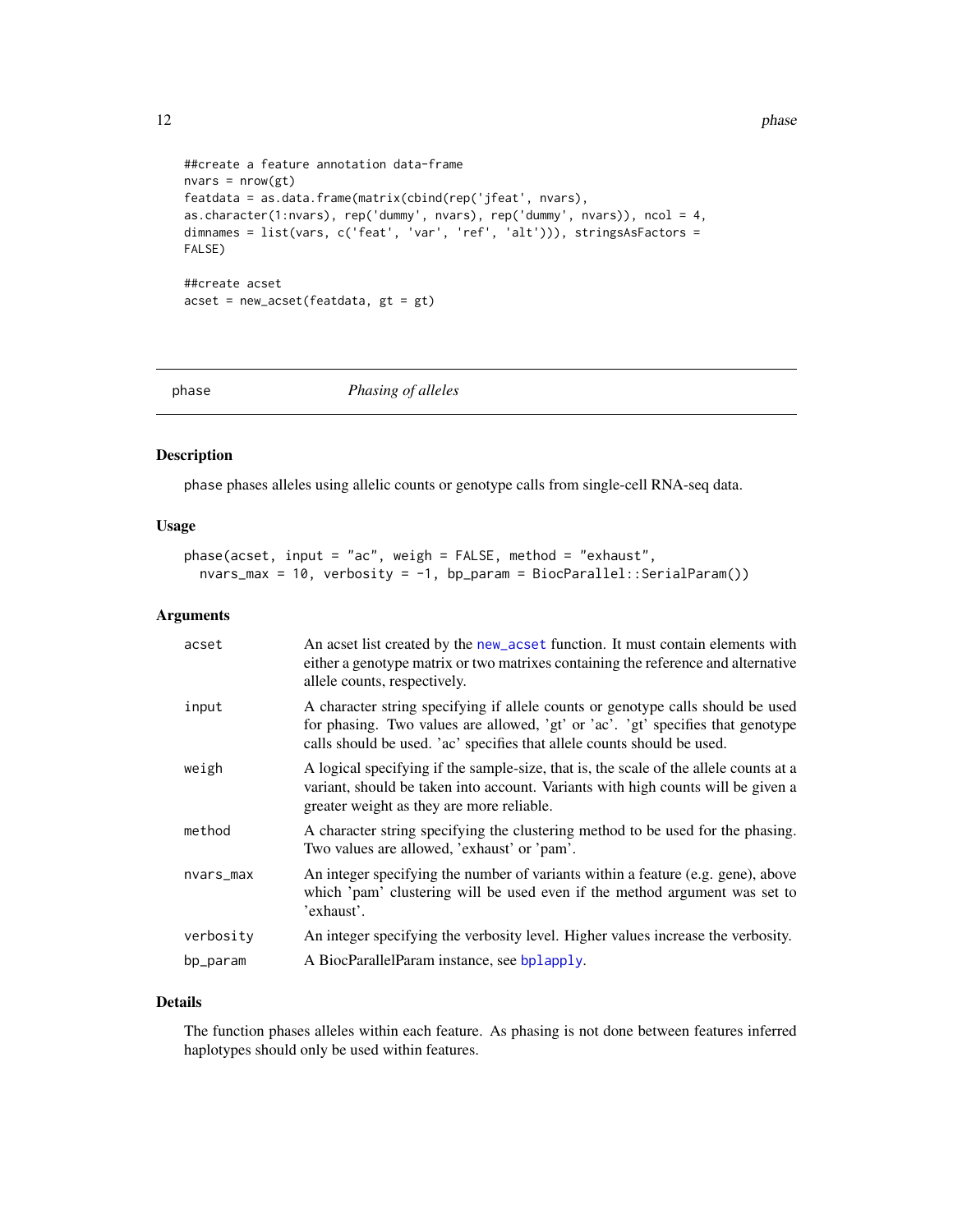```
##create a feature annotation data-frame
nvars = nrow(gt)
featdata = as.data.frame(matrix(cbind(rep('jfeat', nvars),
as.character(1:nvars), rep('dummy', nvars), rep('dummy', nvars)), ncol = 4,
dimnames = list(vars, c('feat', 'var', 'ref', 'alt'))), stringsAsFactors =
FALSE)

##create acset
acset = new_acset(featdata, gt = gt)
```

## phase — *Phasing of alleles*

### Description

phase phases alleles using allelic counts or genotype calls from single-cell RNA-seq data.

### Usage

```
phase(acset, input = "ac", weigh = FALSE, method = "exhaust",
  nvars_max = 10, verbosity = -1, bp_param = BiocParallel::SerialParam())
```

### Arguments

| | |
|---|---|
| acset | An acset list created by the new_acset function. It must contain elements with either a genotype matrix or two matrixes containing the reference and alternative allele counts, respectively. |
| input | A character string specifying if allele counts or genotype calls should be used for phasing. Two values are allowed, 'gt' or 'ac'. 'gt' specifies that genotype calls should be used. 'ac' specifies that allele counts should be used. |
| weigh | A logical specifying if the sample-size, that is, the scale of the allele counts at a variant, should be taken into account. Variants with high counts will be given a greater weight as they are more reliable. |
| method | A character string specifying the clustering method to be used for the phasing. Two values are allowed, 'exhaust' or 'pam'. |
| nvars_max | An integer specifying the number of variants within a feature (e.g. gene), above which 'pam' clustering will be used even if the method argument was set to 'exhaust'. |
| verbosity | An integer specifying the verbosity level. Higher values increase the verbosity. |
| bp_param | A BiocParallelParam instance, see bplapply. |

### Details

The function phases alleles within each feature. As phasing is not done between features inferred haplotypes should only be used within features.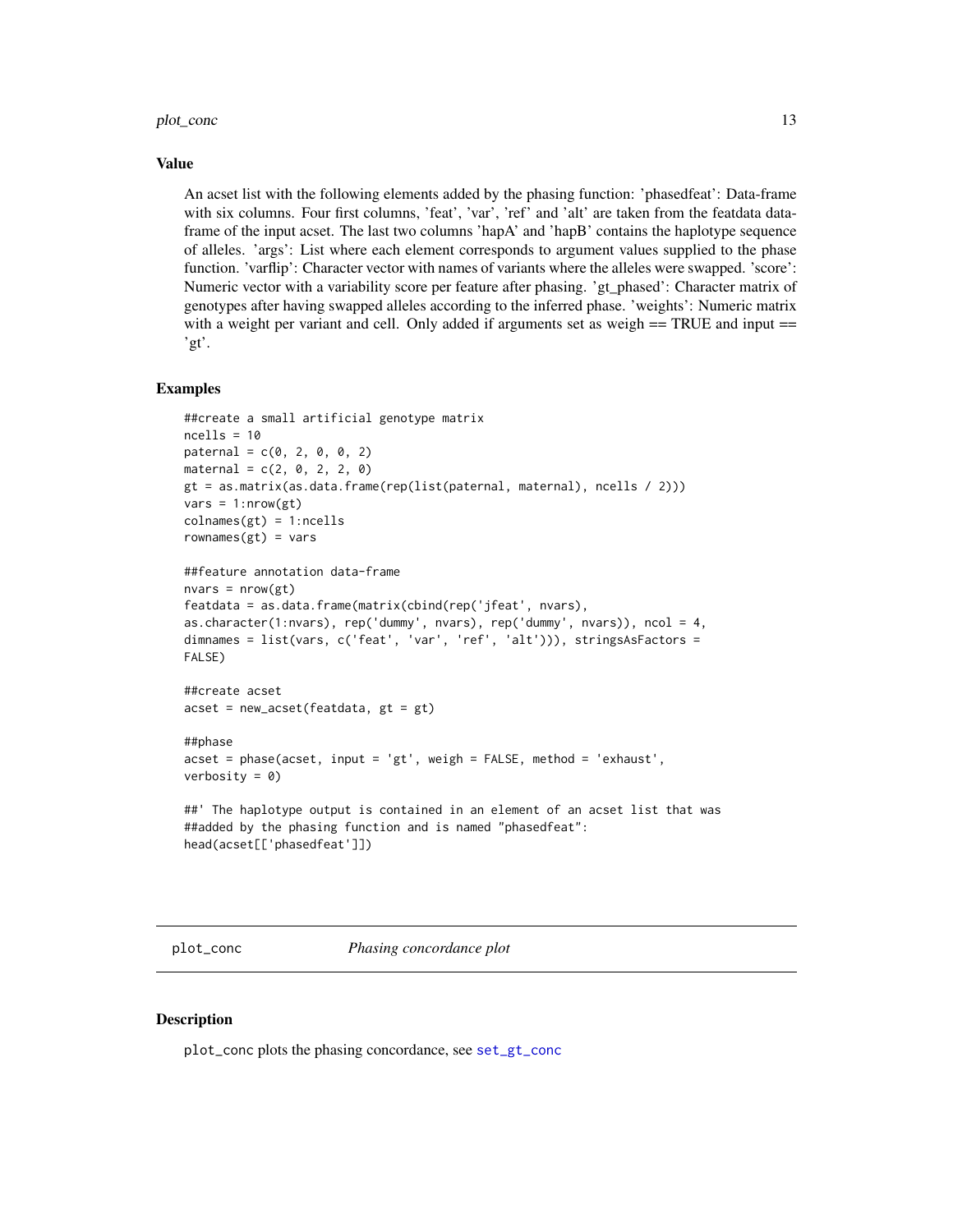### Value

An acset list with the following elements added by the phasing function: 'phasedfeat': Data-frame with six columns. Four first columns, 'feat', 'var', 'ref' and 'alt' are taken from the featdata data-frame of the input acset. The last two columns 'hapA' and 'hapB' contains the haplotype sequence of alleles. 'args': List where each element corresponds to argument values supplied to the phase function. 'varflip': Character vector with names of variants where the alleles were swapped. 'score': Numeric vector with a variability score per feature after phasing. 'gt_phased': Character matrix of genotypes after having swapped alleles according to the inferred phase. 'weights': Numeric matrix with a weight per variant and cell. Only added if arguments set as weigh == TRUE and input == 'gt'.

### Examples

```
##create a small artificial genotype matrix
ncells = 10
paternal = c(0, 2, 0, 0, 2)
maternal = c(2, 0, 2, 2, 0)
gt = as.matrix(as.data.frame(rep(list(paternal, maternal), ncells / 2)))
vars = 1:nrow(gt)
colnames(gt) = 1:ncells
rownames(gt) = vars

##feature annotation data-frame
nvars = nrow(gt)
featdata = as.data.frame(matrix(cbind(rep('jfeat', nvars),
as.character(1:nvars), rep('dummy', nvars), rep('dummy', nvars)), ncol = 4,
dimnames = list(vars, c('feat', 'var', 'ref', 'alt'))), stringsAsFactors =
FALSE)

##create acset
acset = new_acset(featdata, gt = gt)

##phase
acset = phase(acset, input = 'gt', weigh = FALSE, method = 'exhaust',
verbosity = 0)

##' The haplotype output is contained in an element of an acset list that was
##added by the phasing function and is named "phasedfeat":
head(acset[['phasedfeat']])
```

---

## plot_conc &emsp; *Phasing concordance plot*

### Description

plot_conc plots the phasing concordance, see set_gt_conc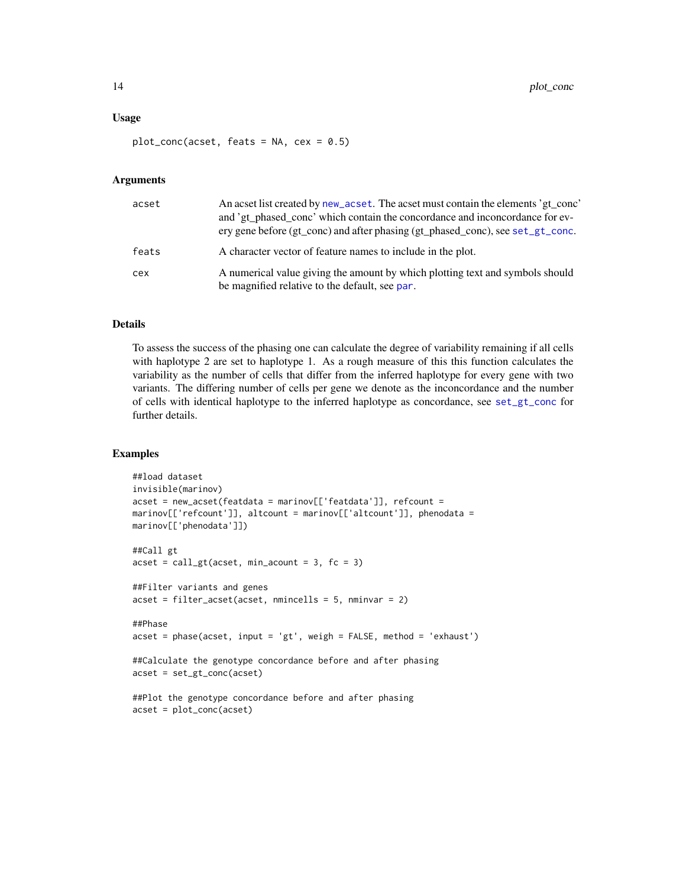### Usage

```
plot_conc(acset, feats = NA, cex = 0.5)
```

### Arguments

| | |
|---|---|
| acset | An acset list created by new_acset. The acset must contain the elements 'gt_conc' and 'gt_phased_conc' which contain the concordance and inconcordance for every gene before (gt_conc) and after phasing (gt_phased_conc), see set_gt_conc. |
| feats | A character vector of feature names to include in the plot. |
| cex | A numerical value giving the amount by which plotting text and symbols should be magnified relative to the default, see par. |

### Details

To assess the success of the phasing one can calculate the degree of variability remaining if all cells with haplotype 2 are set to haplotype 1. As a rough measure of this this function calculates the variability as the number of cells that differ from the inferred haplotype for every gene with two variants. The differing number of cells per gene we denote as the inconcordance and the number of cells with identical haplotype to the inferred haplotype as concordance, see set_gt_conc for further details.

### Examples

```
##load dataset
invisible(marinov)
acset = new_acset(featdata = marinov[['featdata']], refcount =
marinov[['refcount']], altcount = marinov[['altcount']], phenodata =
marinov[['phenodata']])

##Call gt
acset = call_gt(acset, min_acount = 3, fc = 3)

##Filter variants and genes
acset = filter_acset(acset, nmincells = 5, nminvar = 2)

##Phase
acset = phase(acset, input = 'gt', weigh = FALSE, method = 'exhaust')

##Calculate the genotype concordance before and after phasing
acset = set_gt_conc(acset)

##Plot the genotype concordance before and after phasing
acset = plot_conc(acset)
```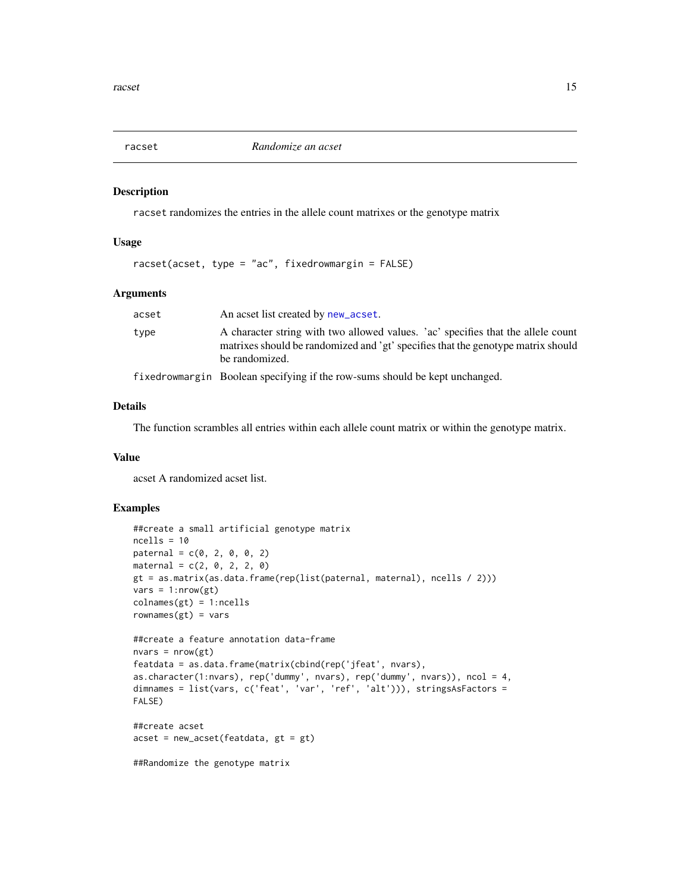## racset — *Randomize an acset*

### Description

`racset` randomizes the entries in the allele count matrixes or the genotype matrix

### Usage

```
racset(acset, type = "ac", fixedrowmargin = FALSE)
```

### Arguments

| | |
|---|---|
| `acset` | An acset list created by `new_acset`. |
| `type` | A character string with two allowed values. 'ac' specifies that the allele count matrixes should be randomized and 'gt' specifies that the genotype matrix should be randomized. |
| `fixedrowmargin` | Boolean specifying if the row-sums should be kept unchanged. |

### Details

The function scrambles all entries within each allele count matrix or within the genotype matrix.

### Value

acset A randomized acset list.

### Examples

```
##create a small artificial genotype matrix
ncells = 10
paternal = c(0, 2, 0, 0, 2)
maternal = c(2, 0, 2, 2, 0)
gt = as.matrix(as.data.frame(rep(list(paternal, maternal), ncells / 2)))
vars = 1:nrow(gt)
colnames(gt) = 1:ncells
rownames(gt) = vars

##create a feature annotation data-frame
nvars = nrow(gt)
featdata = as.data.frame(matrix(cbind(rep('jfeat', nvars),
as.character(1:nvars), rep('dummy', nvars), rep('dummy', nvars)), ncol = 4,
dimnames = list(vars, c('feat', 'var', 'ref', 'alt'))), stringsAsFactors =
FALSE)

##create acset
acset = new_acset(featdata, gt = gt)

##Randomize the genotype matrix
```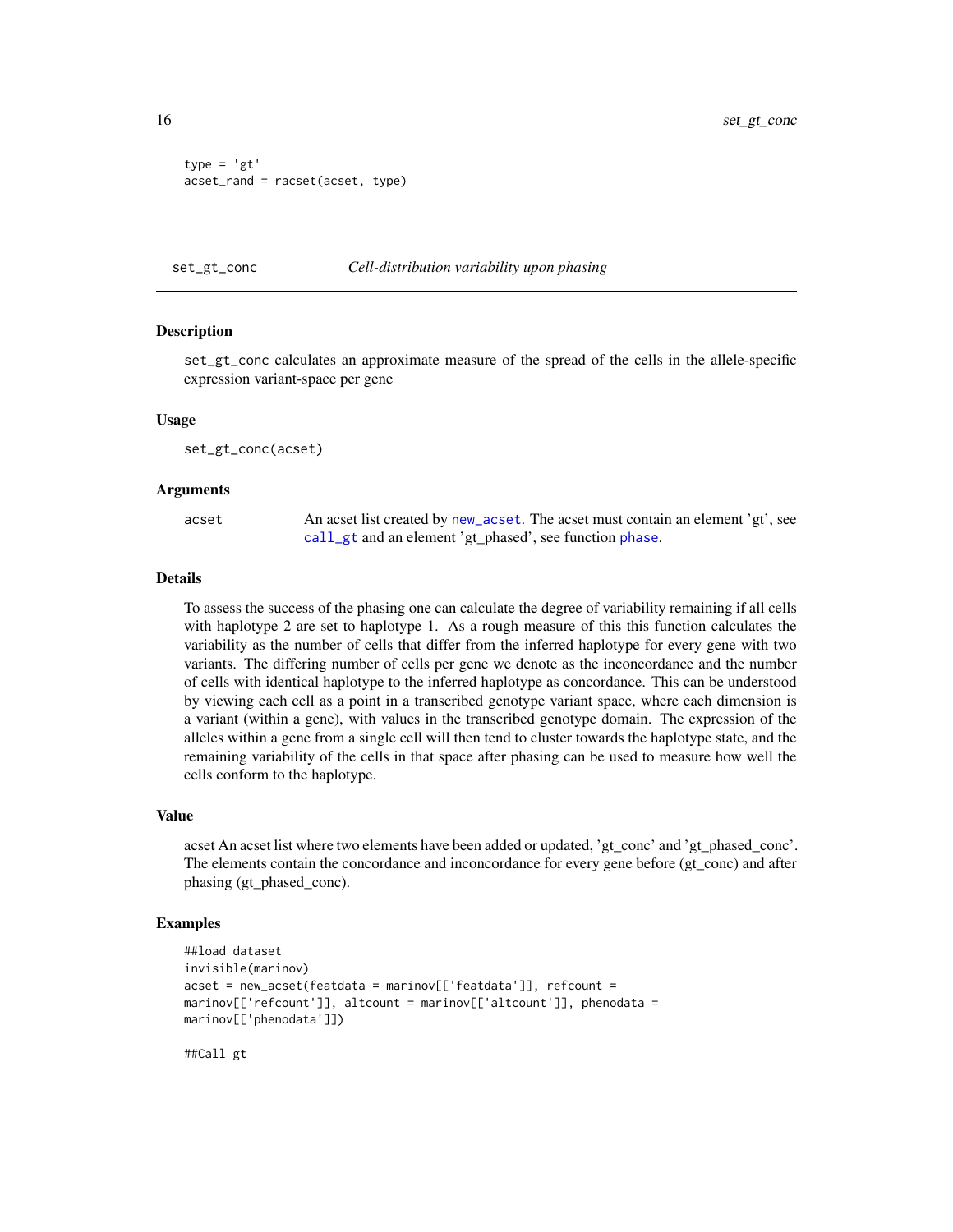```
type = 'gt'
acset_rand = racset(acset, type)
```

## set_gt_conc — *Cell-distribution variability upon phasing*

### Description

set_gt_conc calculates an approximate measure of the spread of the cells in the allele-specific expression variant-space per gene

### Usage

```
set_gt_conc(acset)
```

### Arguments

| | |
|---|---|
| acset | An acset list created by new_acset. The acset must contain an element 'gt', see call_gt and an element 'gt_phased', see function phase. |

### Details

To assess the success of the phasing one can calculate the degree of variability remaining if all cells with haplotype 2 are set to haplotype 1. As a rough measure of this this function calculates the variability as the number of cells that differ from the inferred haplotype for every gene with two variants. The differing number of cells per gene we denote as the inconcordance and the number of cells with identical haplotype to the inferred haplotype as concordance. This can be understood by viewing each cell as a point in a transcribed genotype variant space, where each dimension is a variant (within a gene), with values in the transcribed genotype domain. The expression of the alleles within a gene from a single cell will then tend to cluster towards the haplotype state, and the remaining variability of the cells in that space after phasing can be used to measure how well the cells conform to the haplotype.

### Value

acset An acset list where two elements have been added or updated, 'gt_conc' and 'gt_phased_conc'. The elements contain the concordance and inconcordance for every gene before (gt_conc) and after phasing (gt_phased_conc).

### Examples

```
##load dataset
invisible(marinov)
acset = new_acset(featdata = marinov[['featdata']], refcount =
marinov[['refcount']], altcount = marinov[['altcount']], phenodata =
marinov[['phenodata']])

##Call gt
```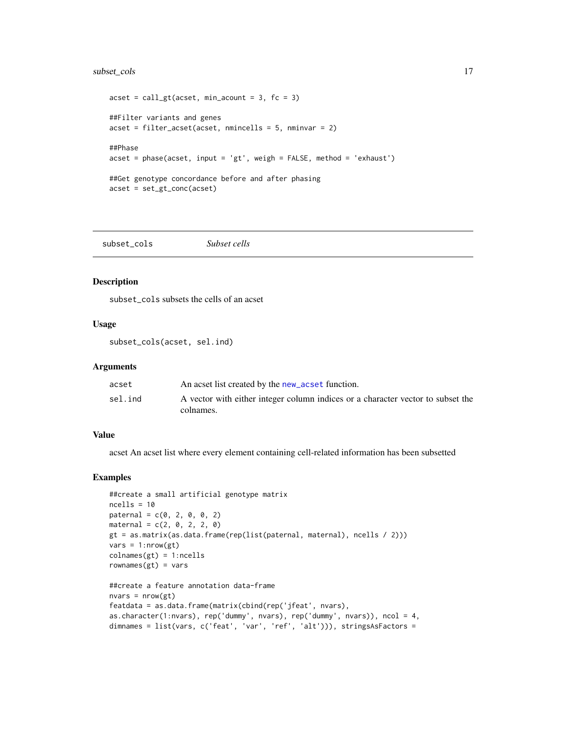```
acset = call_gt(acset, min_acount = 3, fc = 3)

##Filter variants and genes
acset = filter_acset(acset, nmincells = 5, nminvar = 2)

##Phase
acset = phase(acset, input = 'gt', weigh = FALSE, method = 'exhaust')

##Get genotype concordance before and after phasing
acset = set_gt_conc(acset)
```

## subset_cols *Subset cells*

### Description

subset_cols subsets the cells of an acset

### Usage

```
subset_cols(acset, sel.ind)
```

### Arguments

| | |
|---|---|
| acset | An acset list created by the new_acset function. |
| sel.ind | A vector with either integer column indices or a character vector to subset the colnames. |

### Value

acset An acset list where every element containing cell-related information has been subsetted

### Examples

```
##create a small artificial genotype matrix
ncells = 10
paternal = c(0, 2, 0, 0, 2)
maternal = c(2, 0, 2, 2, 0)
gt = as.matrix(as.data.frame(rep(list(paternal, maternal), ncells / 2)))
vars = 1:nrow(gt)
colnames(gt) = 1:ncells
rownames(gt) = vars

##create a feature annotation data-frame
nvars = nrow(gt)
featdata = as.data.frame(matrix(cbind(rep('jfeat', nvars),
as.character(1:nvars), rep('dummy', nvars), rep('dummy', nvars)), ncol = 4,
dimnames = list(vars, c('feat', 'var', 'ref', 'alt'))), stringsAsFactors =
```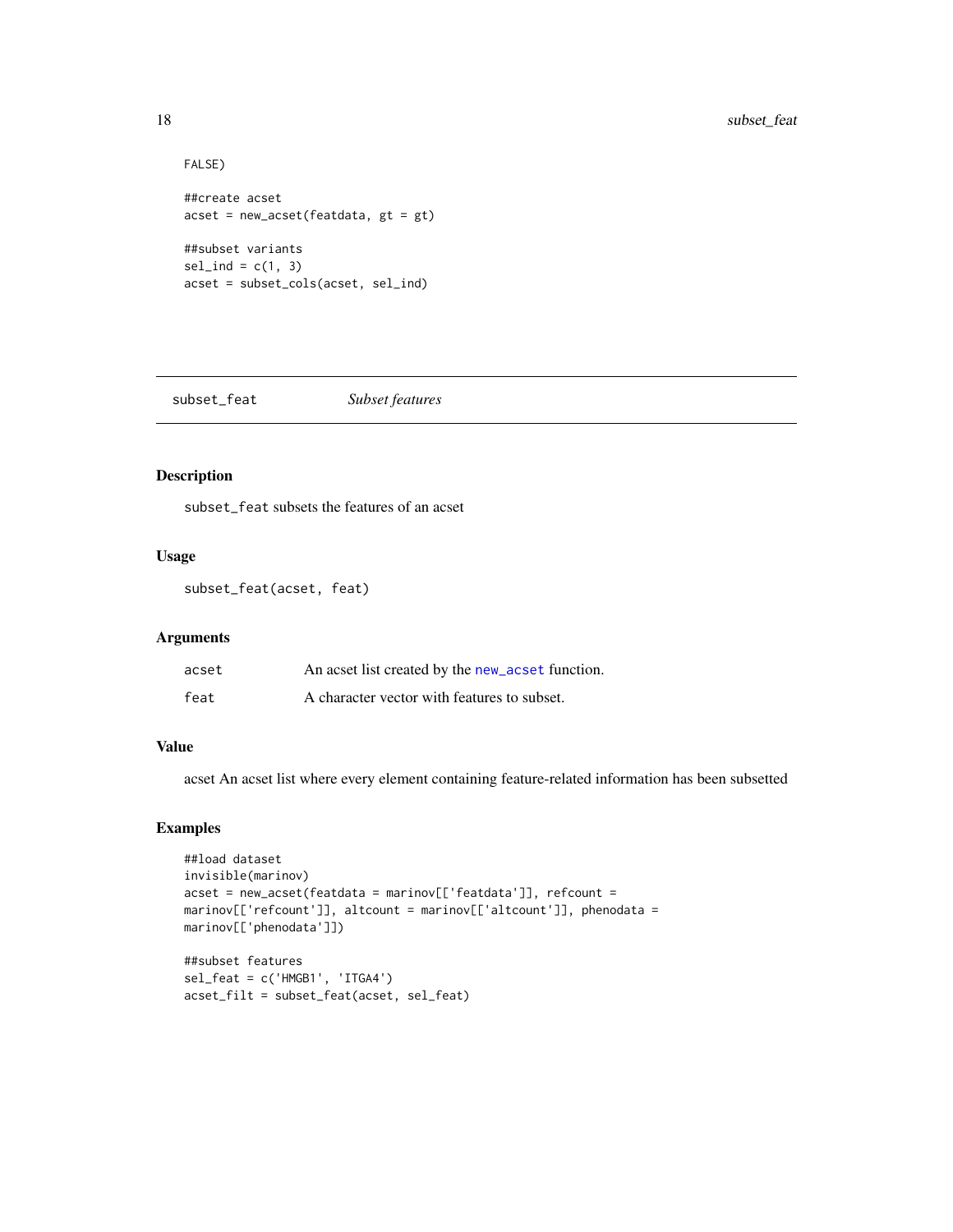```
FALSE)

##create acset
acset = new_acset(featdata, gt = gt)

##subset variants
sel_ind = c(1, 3)
acset = subset_cols(acset, sel_ind)
```

## subset_feat — *Subset features*

### Description

subset_feat subsets the features of an acset

### Usage

```
subset_feat(acset, feat)
```

### Arguments

| | |
|---|---|
| acset | An acset list created by the new_acset function. |
| feat | A character vector with features to subset. |

### Value

acset An acset list where every element containing feature-related information has been subsetted

### Examples

```
##load dataset
invisible(marinov)
acset = new_acset(featdata = marinov[['featdata']], refcount =
marinov[['refcount']], altcount = marinov[['altcount']], phenodata =
marinov[['phenodata']])

##subset features
sel_feat = c('HMGB1', 'ITGA4')
acset_filt = subset_feat(acset, sel_feat)
```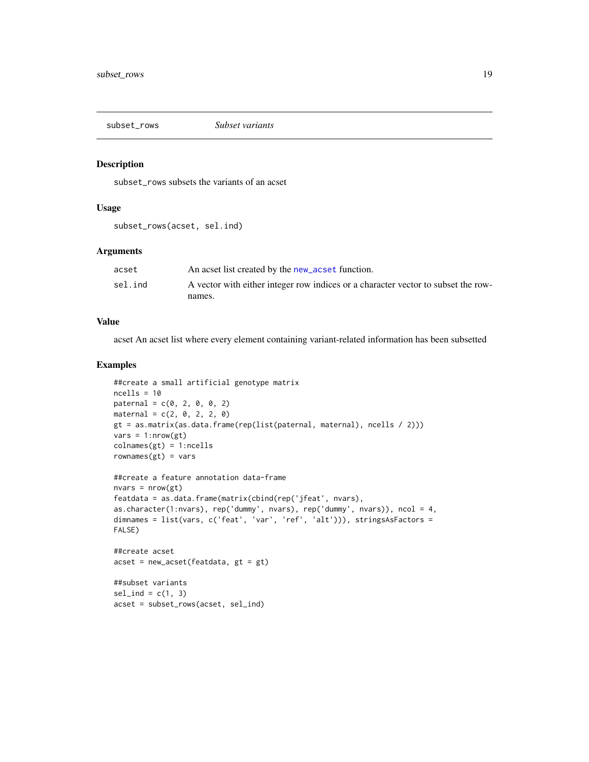## subset_rows *Subset variants*

### Description

subset_rows subsets the variants of an acset

### Usage

```
subset_rows(acset, sel.ind)
```

### Arguments

| | |
|---|---|
| acset | An acset list created by the new_acset function. |
| sel.ind | A vector with either integer row indices or a character vector to subset the rownames. |

### Value

acset An acset list where every element containing variant-related information has been subsetted

### Examples

```
##create a small artificial genotype matrix
ncells = 10
paternal = c(0, 2, 0, 0, 2)
maternal = c(2, 0, 2, 2, 0)
gt = as.matrix(as.data.frame(rep(list(paternal, maternal), ncells / 2)))
vars = 1:nrow(gt)
colnames(gt) = 1:ncells
rownames(gt) = vars

##create a feature annotation data-frame
nvars = nrow(gt)
featdata = as.data.frame(matrix(cbind(rep('jfeat', nvars),
as.character(1:nvars), rep('dummy', nvars), rep('dummy', nvars)), ncol = 4,
dimnames = list(vars, c('feat', 'var', 'ref', 'alt'))), stringsAsFactors =
FALSE)

##create acset
acset = new_acset(featdata, gt = gt)

##subset variants
sel_ind = c(1, 3)
acset = subset_rows(acset, sel_ind)
```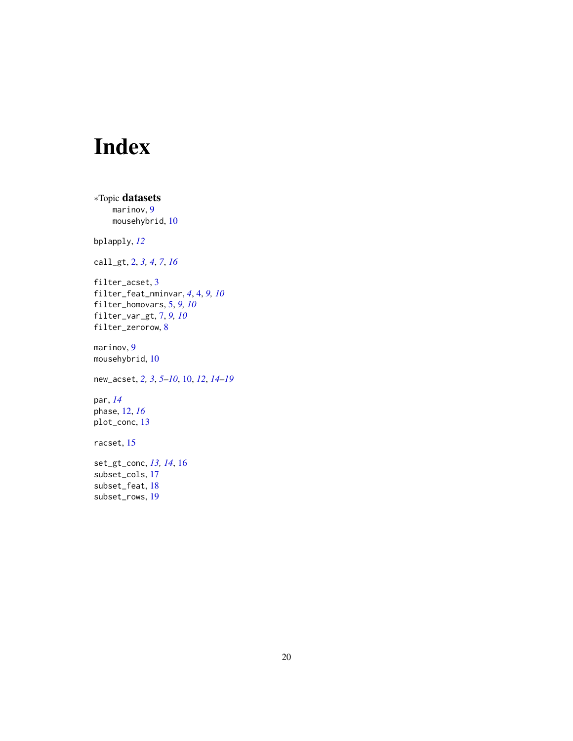# Index

*Topic **datasets**
  marinov, 9
  mousehybrid, 10

bplapply, *12*

call_gt, 2, *3, 4*, *7*, *16*

filter_acset, 3
filter_feat_nminvar, *4*, 4, *9, 10*
filter_homovars, 5, *9, 10*
filter_var_gt, 7, *9, 10*
filter_zerorow, 8

marinov, 9
mousehybrid, 10

new_acset, *2, 3*, *5–10*, 10, *12*, *14–19*

par, *14*
phase, 12, *16*
plot_conc, 13

racset, 15

set_gt_conc, *13, 14*, 16
subset_cols, 17
subset_feat, 18
subset_rows, 19